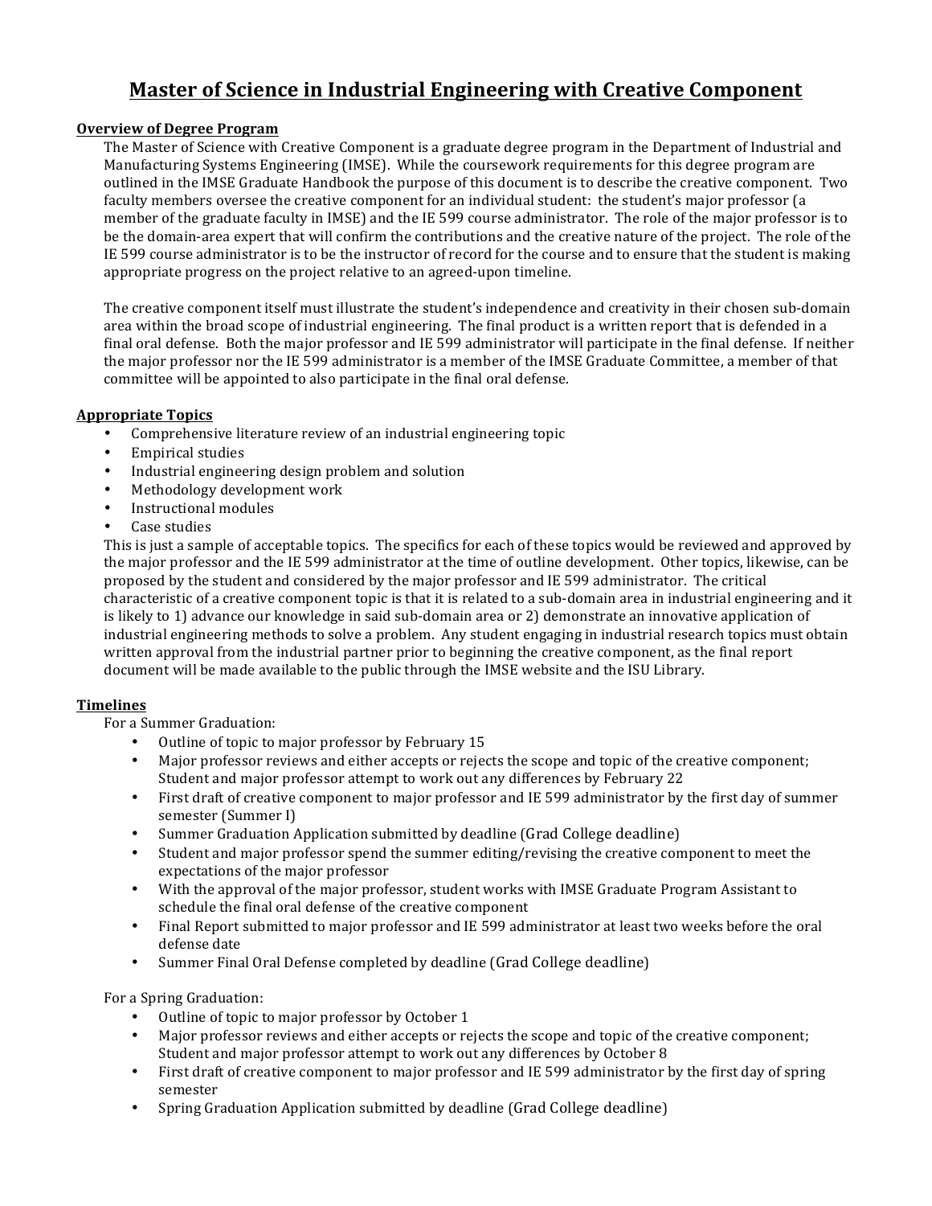# Master of Science in Industrial Engineering with Creative Component

## Overview of Degree Program

The Master of Science with Creative Component is a graduate degree program in the Department of Industrial and Manufacturing Systems Engineering (IMSE). While the coursework requirements for this degree program are outlined in the IMSE Graduate Handbook the purpose of this document is to describe the creative component. Two faculty members oversee the creative component for an individual student: the student's major professor (a member of the graduate faculty in IMSE) and the IE 599 course administrator. The role of the major professor is to be the domain-area expert that will confirm the contributions and the creative nature of the project. The role of the IE 599 course administrator is to be the instructor of record for the course and to ensure that the student is making appropriate progress on the project relative to an agreed-upon timeline.

The creative component itself must illustrate the student's independence and creativity in their chosen sub-domain area within the broad scope of industrial engineering. The final product is a written report that is defended in a final oral defense. Both the major professor and IE 599 administrator will participate in the final defense. If neither the major professor nor the IE 599 administrator is a member of the IMSE Graduate Committee, a member of that committee will be appointed to also participate in the final oral defense.

## Appropriate Topics

- Comprehensive literature review of an industrial engineering topic
- Empirical studies
- Industrial engineering design problem and solution
- Methodology development work
- Instructional modules
- Case studies

This is just a sample of acceptable topics. The specifics for each of these topics would be reviewed and approved by the major professor and the IE 599 administrator at the time of outline development. Other topics, likewise, can be proposed by the student and considered by the major professor and IE 599 administrator. The critical characteristic of a creative component topic is that it is related to a sub-domain area in industrial engineering and it is likely to 1) advance our knowledge in said sub-domain area or 2) demonstrate an innovative application of industrial engineering methods to solve a problem. Any student engaging in industrial research topics must obtain written approval from the industrial partner prior to beginning the creative component, as the final report document will be made available to the public through the IMSE website and the ISU Library.

## Timelines

For a Summer Graduation:

- Outline of topic to major professor by February 15
- Major professor reviews and either accepts or rejects the scope and topic of the creative component; Student and major professor attempt to work out any differences by February 22
- First draft of creative component to major professor and IE 599 administrator by the first day of summer semester (Summer I)
- Summer Graduation Application submitted by deadline (Grad College deadline)
- Student and major professor spend the summer editing/revising the creative component to meet the expectations of the major professor
- With the approval of the major professor, student works with IMSE Graduate Program Assistant to schedule the final oral defense of the creative component
- Final Report submitted to major professor and IE 599 administrator at least two weeks before the oral defense date
- Summer Final Oral Defense completed by deadline (Grad College deadline)

For a Spring Graduation:

- Outline of topic to major professor by October 1
- Major professor reviews and either accepts or rejects the scope and topic of the creative component; Student and major professor attempt to work out any differences by October 8
- First draft of creative component to major professor and IE 599 administrator by the first day of spring semester
- Spring Graduation Application submitted by deadline (Grad College deadline)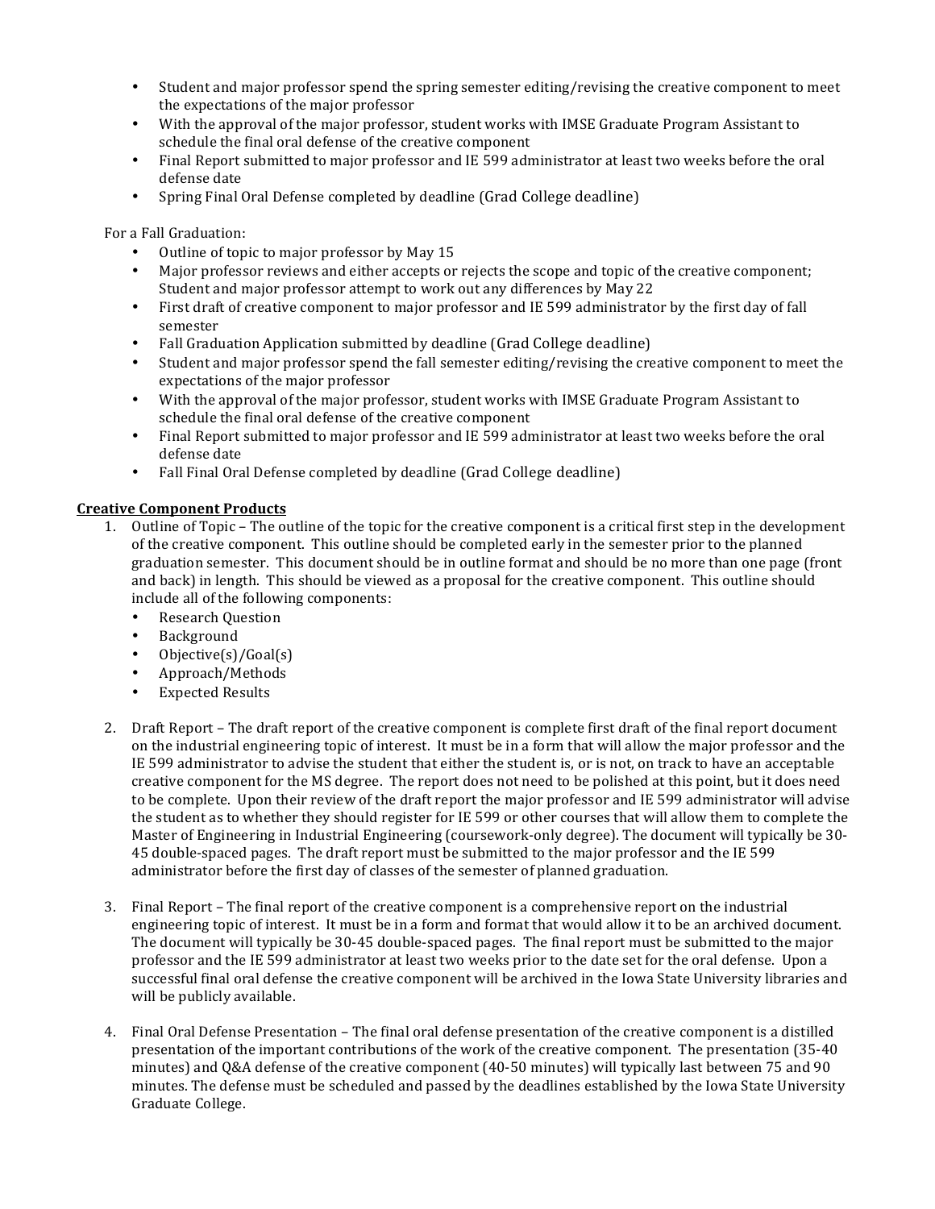- Student and major professor spend the spring semester editing/revising the creative component to meet the expectations of the major professor
- With the approval of the major professor, student works with IMSE Graduate Program Assistant to schedule the final oral defense of the creative component
- Final Report submitted to major professor and IE 599 administrator at least two weeks before the oral defense date
- Spring Final Oral Defense completed by deadline (Grad College deadline)

For a Fall Graduation:

- Outline of topic to major professor by May 15
- Major professor reviews and either accepts or rejects the scope and topic of the creative component; Student and major professor attempt to work out any differences by May 22
- First draft of creative component to major professor and IE 599 administrator by the first day of fall semester
- Fall Graduation Application submitted by deadline (Grad College deadline)
- Student and major professor spend the fall semester editing/revising the creative component to meet the expectations of the major professor
- With the approval of the major professor, student works with IMSE Graduate Program Assistant to schedule the final oral defense of the creative component
- Final Report submitted to major professor and IE 599 administrator at least two weeks before the oral defense date
- Fall Final Oral Defense completed by deadline (Grad College deadline)

**Creative Component Products**

1. Outline of Topic – The outline of the topic for the creative component is a critical first step in the development of the creative component. This outline should be completed early in the semester prior to the planned graduation semester. This document should be in outline format and should be no more than one page (front and back) in length. This should be viewed as a proposal for the creative component. This outline should include all of the following components:
   - Research Question
   - Background
   - Objective(s)/Goal(s)
   - Approach/Methods
   - Expected Results

2. Draft Report – The draft report of the creative component is complete first draft of the final report document on the industrial engineering topic of interest. It must be in a form that will allow the major professor and the IE 599 administrator to advise the student that either the student is, or is not, on track to have an acceptable creative component for the MS degree. The report does not need to be polished at this point, but it does need to be complete. Upon their review of the draft report the major professor and IE 599 administrator will advise the student as to whether they should register for IE 599 or other courses that will allow them to complete the Master of Engineering in Industrial Engineering (coursework-only degree). The document will typically be 30-45 double-spaced pages. The draft report must be submitted to the major professor and the IE 599 administrator before the first day of classes of the semester of planned graduation.

3. Final Report – The final report of the creative component is a comprehensive report on the industrial engineering topic of interest. It must be in a form and format that would allow it to be an archived document. The document will typically be 30-45 double-spaced pages. The final report must be submitted to the major professor and the IE 599 administrator at least two weeks prior to the date set for the oral defense. Upon a successful final oral defense the creative component will be archived in the Iowa State University libraries and will be publicly available.

4. Final Oral Defense Presentation – The final oral defense presentation of the creative component is a distilled presentation of the important contributions of the work of the creative component. The presentation (35-40 minutes) and Q&A defense of the creative component (40-50 minutes) will typically last between 75 and 90 minutes. The defense must be scheduled and passed by the deadlines established by the Iowa State University Graduate College.